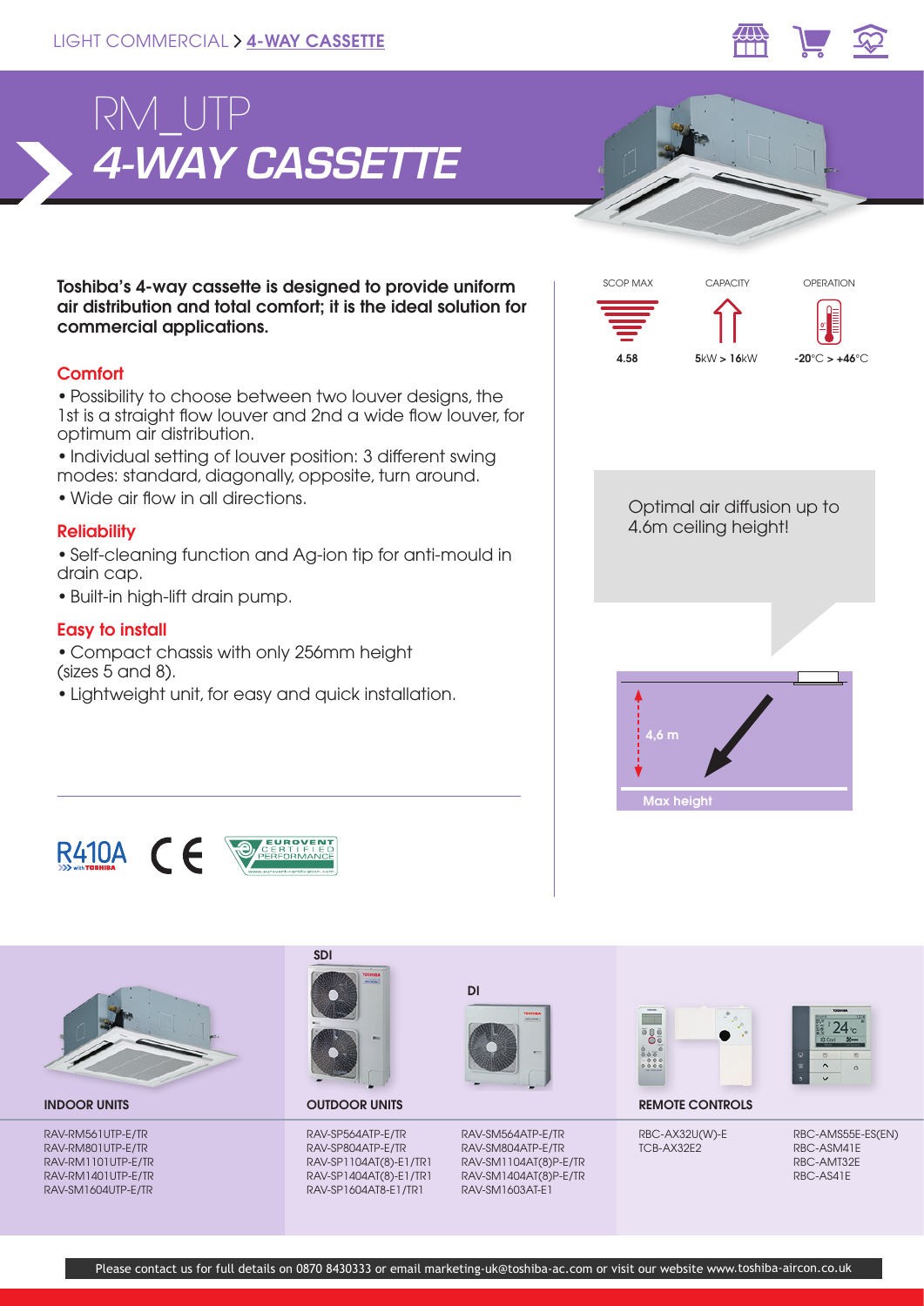LIGHT COMMERCIAL > 4-WAY CASSETTE

# RM_UTP
# *4-WAY CASSETTE*

| SCOP MAX | CAPACITY | OPERATION |
|---|---|---|
| 4.58 | 5kW > 16kW | -20°C > +46°C |

**Toshiba's 4-way cassette is designed to provide uniform air distribution and total comfort; it is the ideal solution for commercial applications.**

### Comfort

- Possibility to choose between two louver designs, the 1st is a straight flow louver and 2nd a wide flow louver, for optimum air distribution.
- Individual setting of louver position: 3 different swing modes: standard, diagonally, opposite, turn around.
- Wide air flow in all directions.

### Reliability

- Self-cleaning function and Ag-ion tip for anti-mould in drain cap.
- Built-in high-lift drain pump.

### Easy to install

- Compact chassis with only 256mm height (sizes 5 and 8).
- Lightweight unit, for easy and quick installation.

Optimal air diffusion up to 4.6m ceiling height!

4,6 m

Max height

R410A with TOSHIBA | CE | EUROVENT CERTIFIED PERFORMANCE

| INDOOR UNITS | OUTDOOR UNITS (SDI) | OUTDOOR UNITS (DI) | REMOTE CONTROLS | |
|---|---|---|---|---|
| RAV-RM561UTP-E/TR | RAV-SP564ATP-E/TR | RAV-SM564ATP-E/TR | RBC-AX32U(W)-E | RBC-AMS55E-ES(EN) |
| RAV-RM801UTP-E/TR | RAV-SP804ATP-E/TR | RAV-SM804ATP-E/TR | TCB-AX32E2 | RBC-ASM41E |
| RAV-RM1101UTP-E/TR | RAV-SP1104AT(8)-E1/TR1 | RAV-SM1104AT(8)P-E/TR | | RBC-AMT32E |
| RAV-RM1401UTP-E/TR | RAV-SP1404AT(8)-E1/TR1 | RAV-SM1404AT(8)P-E/TR | | RBC-AS41E |
| RAV-SM1604UTP-E/TR | RAV-SP1604AT8-E1/TR1 | RAV-SM1603AT-E1 | | |

Please contact us for full details on 0870 8430333 or email marketing-uk@toshiba-ac.com or visit our website www.toshiba-aircon.co.uk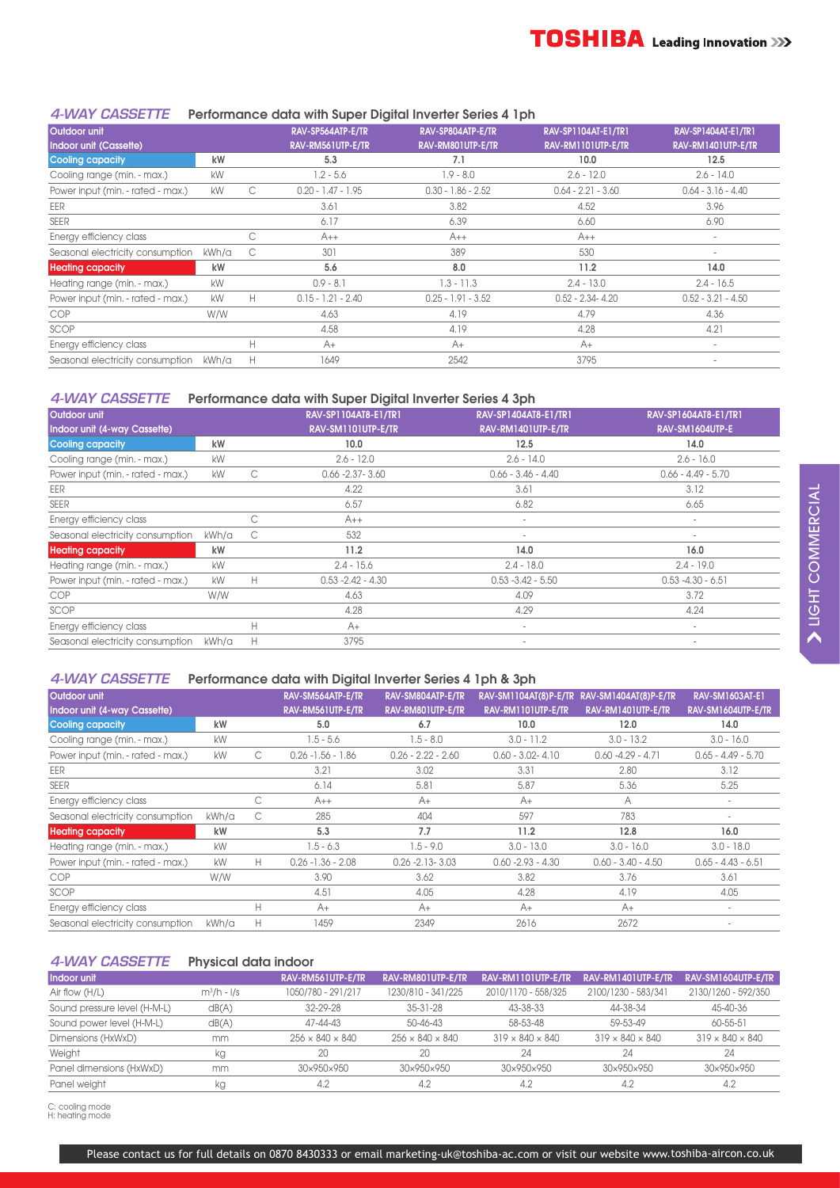## *4-WAY CASSETTE* Performance data with Super Digital Inverter Series 4 1ph

| Outdoor unit<br>Indoor unit (Cassette) | | | RAV-SP564ATP-E/TR<br>RAV-RM561UTP-E/TR | RAV-SP804ATP-E/TR<br>RAV-RM801UTP-E/TR | RAV-SP1104AT-E1/TR1<br>RAV-RM1101UTP-E/TR | RAV-SP1404AT-E1/TR1<br>RAV-RM1401UTP-E/TR |
|---|---|---|---|---|---|---|
| **Cooling capacity** | **kW** | | **5.3** | **7.1** | **10.0** | **12.5** |
| Cooling range (min. - max.) | kW | | 1.2 - 5.6 | 1.9 - 8.0 | 2.6 - 12.0 | 2.6 - 14.0 |
| Power input (min. - rated - max.) | kW | C | 0.20 - 1.47 - 1.95 | 0.30 - 1.86 - 2.52 | 0.64 - 2.21 - 3.60 | 0.64 - 3.16 - 4.40 |
| EER | | | 3.61 | 3.82 | 4.52 | 3.96 |
| SEER | | | 6.17 | 6.39 | 6.60 | 6.90 |
| Energy efficiency class | | C | A++ | A++ | A++ | - |
| Seasonal electricity consumption | kWh/a | C | 301 | 389 | 530 | - |
| **Heating capacity** | **kW** | | **5.6** | **8.0** | **11.2** | **14.0** |
| Heating range (min. - max.) | kW | | 0.9 - 8.1 | 1.3 - 11.3 | 2.4 - 13.0 | 2.4 - 16.5 |
| Power input (min. - rated - max.) | kW | H | 0.15 - 1.21 - 2.40 | 0.25 - 1.91 - 3.52 | 0.52 - 2.34- 4.20 | 0.52 - 3.21 - 4.50 |
| COP | W/W | | 4.63 | 4.19 | 4.79 | 4.36 |
| SCOP | | | 4.58 | 4.19 | 4.28 | 4.21 |
| Energy efficiency class | | H | A+ | A+ | A+ | - |
| Seasonal electricity consumption | kWh/a | H | 1649 | 2542 | 3795 | - |

## *4-WAY CASSETTE* Performance data with Super Digital Inverter Series 4 3ph

| Outdoor unit<br>Indoor unit (4-way Cassette) | | | RAV-SP1104AT8-E1/TR1<br>RAV-SM1101UTP-E/TR | RAV-SP1404AT8-E1/TR1<br>RAV-RM1401UTP-E/TR | RAV-SP1604AT8-E1/TR1<br>RAV-SM1604UTP-E |
|---|---|---|---|---|---|
| **Cooling capacity** | **kW** | | **10.0** | **12.5** | **14.0** |
| Cooling range (min. - max.) | kW | | 2.6 - 12.0 | 2.6 - 14.0 | 2.6 - 16.0 |
| Power input (min. - rated - max.) | kW | C | 0.66 -2.37- 3.60 | 0.66 - 3.46 - 4.40 | 0.66 - 4.49 - 5.70 |
| EER | | | 4.22 | 3.61 | 3.12 |
| SEER | | | 6.57 | 6.82 | 6.65 |
| Energy efficiency class | | C | A++ | - | - |
| Seasonal electricity consumption | kWh/a | C | 532 | - | - |
| **Heating capacity** | **kW** | | **11.2** | **14.0** | **16.0** |
| Heating range (min. - max.) | kW | | 2.4 - 15.6 | 2.4 - 18.0 | 2.4 - 19.0 |
| Power input (min. - rated - max.) | kW | H | 0.53 -2.42 - 4.30 | 0.53 -3.42 - 5.50 | 0.53 -4.30 - 6.51 |
| COP | W/W | | 4.63 | 4.09 | 3.72 |
| SCOP | | | 4.28 | 4.29 | 4.24 |
| Energy efficiency class | | H | A+ | - | - |
| Seasonal electricity consumption | kWh/a | H | 3795 | - | - |

## *4-WAY CASSETTE* Performance data with Digital Inverter Series 4 1ph & 3ph

| Outdoor unit<br>Indoor unit (4-way Cassette) | | | RAV-SM564ATP-E/TR<br>RAV-RM561UTP-E/TR | RAV-SM804ATP-E/TR<br>RAV-RM801UTP-E/TR | RAV-SM1104AT(8)P-E/TR<br>RAV-RM1101UTP-E/TR | RAV-SM1404AT(8)P-E/TR<br>RAV-RM1401UTP-E/TR | RAV-SM1603AT-E1<br>RAV-SM1604UTP-E/TR |
|---|---|---|---|---|---|---|---|
| **Cooling capacity** | **kW** | | **5.0** | **6.7** | **10.0** | **12.0** | **14.0** |
| Cooling range (min. - max.) | kW | | 1.5 - 5.6 | 1.5 - 8.0 | 3.0 - 11.2 | 3.0 - 13.2 | 3.0 - 16.0 |
| Power input (min. - rated - max.) | kW | C | 0.26 -1.56 - 1.86 | 0.26 - 2.22 - 2.60 | 0.60 - 3.02- 4.10 | 0.60 -4.29 - 4.71 | 0.65 - 4.49 - 5.70 |
| EER | | | 3.21 | 3.02 | 3.31 | 2.80 | 3.12 |
| SEER | | | 6.14 | 5.81 | 5.87 | 5.36 | 5.25 |
| Energy efficiency class | | C | A++ | A+ | A+ | A | - |
| Seasonal electricity consumption | kWh/a | C | 285 | 404 | 597 | 783 | - |
| **Heating capacity** | **kW** | | **5.3** | **7.7** | **11.2** | **12.8** | **16.0** |
| Heating range (min. - max.) | kW | | 1.5 - 6.3 | 1.5 - 9.0 | 3.0 - 13.0 | 3.0 - 16.0 | 3.0 - 18.0 |
| Power input (min. - rated - max.) | kW | H | 0.26 -1.36 - 2.08 | 0.26 -2.13- 3.03 | 0.60 -2.93 - 4.30 | 0.60 - 3.40 - 4.50 | 0.65 - 4.43 - 6.51 |
| COP | W/W | | 3.90 | 3.62 | 3.82 | 3.76 | 3.61 |
| SCOP | | | 4.51 | 4.05 | 4.28 | 4.19 | 4.05 |
| Energy efficiency class | | H | A+ | A+ | A+ | A+ | - |
| Seasonal electricity consumption | kWh/a | H | 1459 | 2349 | 2616 | 2672 | - |

## *4-WAY CASSETTE* Physical data indoor

| Indoor unit | | RAV-RM561UTP-E/TR | RAV-RM801UTP-E/TR | RAV-RM1101UTP-E/TR | RAV-RM1401UTP-E/TR | RAV-SM1604UTP-E/TR |
|---|---|---|---|---|---|---|
| Air flow (H/L) | $m^3$/h - l/s | 1050/780 - 291/217 | 1230/810 - 341/225 | 2010/1170 - 558/325 | 2100/1230 - 583/341 | 2130/1260 - 592/350 |
| Sound pressure level (H-M-L) | dB(A) | 32-29-28 | 35-31-28 | 43-38-33 | 44-38-34 | 45-40-36 |
| Sound power level (H-M-L) | dB(A) | 47-44-43 | 50-46-43 | 58-53-48 | 59-53-49 | 60-55-51 |
| Dimensions (HxWxD) | mm | 256 × 840 × 840 | 256 × 840 × 840 | 319 × 840 × 840 | 319 × 840 × 840 | 319 × 840 × 840 |
| Weight | kg | 20 | 20 | 24 | 24 | 24 |
| Panel dimensions (HxWxD) | mm | 30×950×950 | 30×950×950 | 30×950×950 | 30×950×950 | 30×950×950 |
| Panel weight | kg | 4.2 | 4.2 | 4.2 | 4.2 | 4.2 |

C: cooling mode
H: heating mode

Please contact us for full details on 0870 8430333 or email marketing-uk@toshiba-ac.com or visit our website www.toshiba-aircon.co.uk